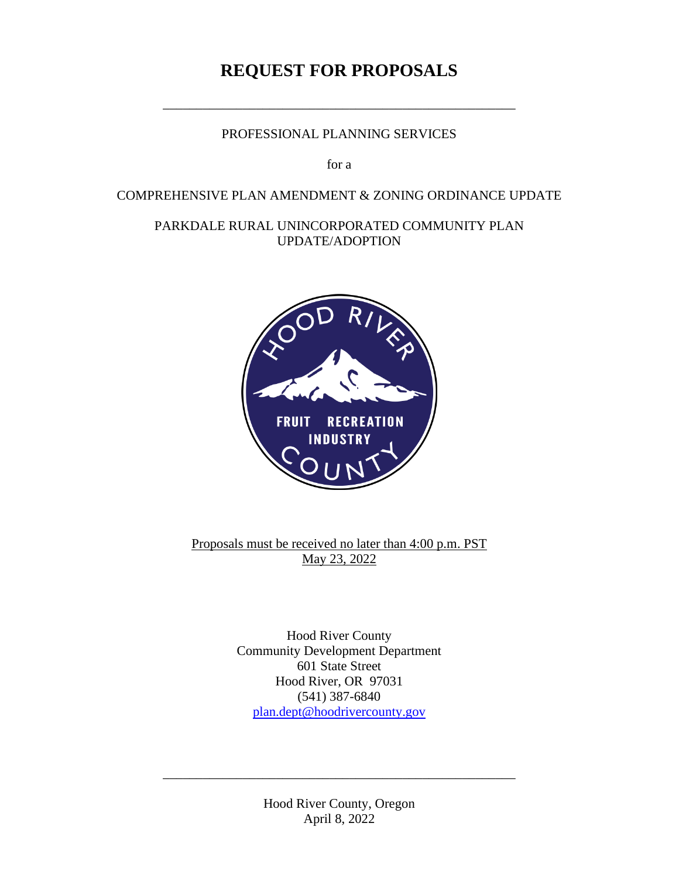# REQUEST FOR PROPOSALS

PROFESSIONAL PLANNING SERVICES

for a

COMPREHENSIVE PLAN AMENDMENT & ZONING ORDINANCE UPDATE

PARKDALE RURAL UNINCORPORATED COMMUNITY PLAN UPDATE/ADOPTION

Proposals must be received no later than 4:00 p.m. PST May 23, 2022

Hood River County
Community Development Department
601 State Street
Hood River, OR 97031
(541) 387-6840
plan.dept@hoodrivercounty.gov

Hood River County, Oregon
April 8, 2022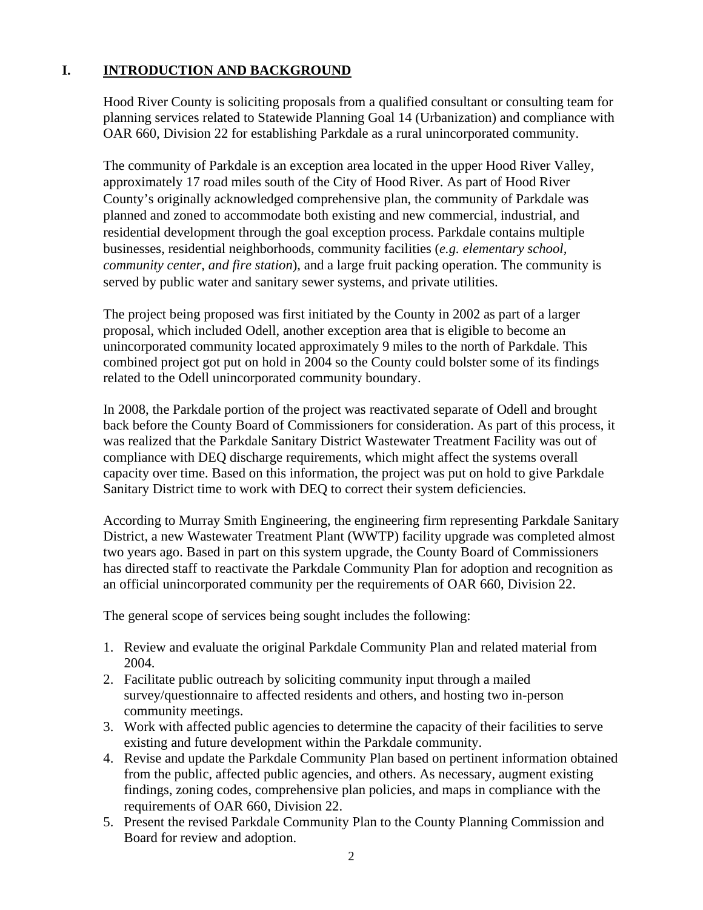## I. INTRODUCTION AND BACKGROUND

Hood River County is soliciting proposals from a qualified consultant or consulting team for planning services related to Statewide Planning Goal 14 (Urbanization) and compliance with OAR 660, Division 22 for establishing Parkdale as a rural unincorporated community.

The community of Parkdale is an exception area located in the upper Hood River Valley, approximately 17 road miles south of the City of Hood River. As part of Hood River County's originally acknowledged comprehensive plan, the community of Parkdale was planned and zoned to accommodate both existing and new commercial, industrial, and residential development through the goal exception process. Parkdale contains multiple businesses, residential neighborhoods, community facilities (*e.g. elementary school, community center, and fire station*), and a large fruit packing operation. The community is served by public water and sanitary sewer systems, and private utilities.

The project being proposed was first initiated by the County in 2002 as part of a larger proposal, which included Odell, another exception area that is eligible to become an unincorporated community located approximately 9 miles to the north of Parkdale. This combined project got put on hold in 2004 so the County could bolster some of its findings related to the Odell unincorporated community boundary.

In 2008, the Parkdale portion of the project was reactivated separate of Odell and brought back before the County Board of Commissioners for consideration. As part of this process, it was realized that the Parkdale Sanitary District Wastewater Treatment Facility was out of compliance with DEQ discharge requirements, which might affect the systems overall capacity over time. Based on this information, the project was put on hold to give Parkdale Sanitary District time to work with DEQ to correct their system deficiencies.

According to Murray Smith Engineering, the engineering firm representing Parkdale Sanitary District, a new Wastewater Treatment Plant (WWTP) facility upgrade was completed almost two years ago. Based in part on this system upgrade, the County Board of Commissioners has directed staff to reactivate the Parkdale Community Plan for adoption and recognition as an official unincorporated community per the requirements of OAR 660, Division 22.

The general scope of services being sought includes the following:

1. Review and evaluate the original Parkdale Community Plan and related material from 2004.
2. Facilitate public outreach by soliciting community input through a mailed survey/questionnaire to affected residents and others, and hosting two in-person community meetings.
3. Work with affected public agencies to determine the capacity of their facilities to serve existing and future development within the Parkdale community.
4. Revise and update the Parkdale Community Plan based on pertinent information obtained from the public, affected public agencies, and others. As necessary, augment existing findings, zoning codes, comprehensive plan policies, and maps in compliance with the requirements of OAR 660, Division 22.
5. Present the revised Parkdale Community Plan to the County Planning Commission and Board for review and adoption.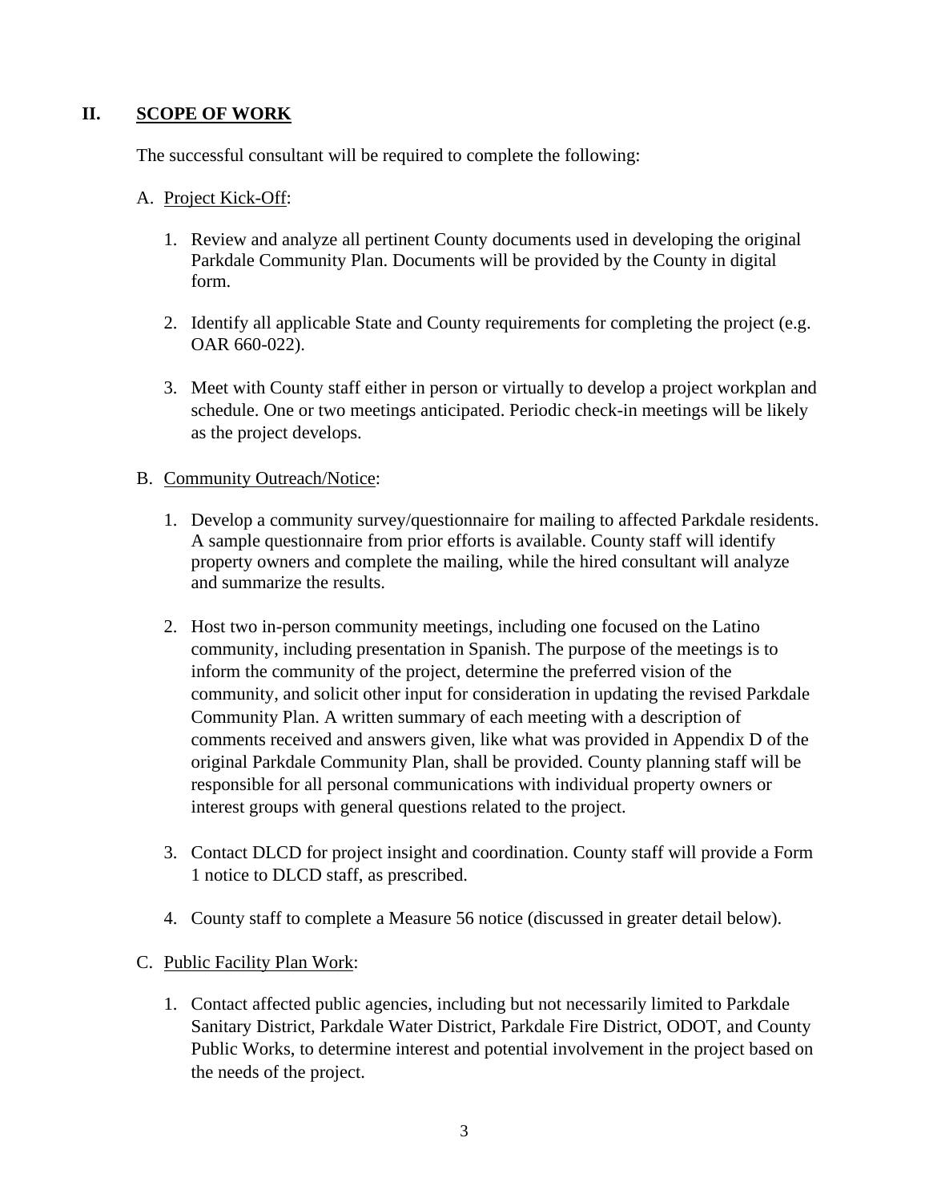## II. SCOPE OF WORK

The successful consultant will be required to complete the following:

A. Project Kick-Off:

1. Review and analyze all pertinent County documents used in developing the original Parkdale Community Plan. Documents will be provided by the County in digital form.

2. Identify all applicable State and County requirements for completing the project (e.g. OAR 660-022).

3. Meet with County staff either in person or virtually to develop a project workplan and schedule. One or two meetings anticipated. Periodic check-in meetings will be likely as the project develops.

B. Community Outreach/Notice:

1. Develop a community survey/questionnaire for mailing to affected Parkdale residents. A sample questionnaire from prior efforts is available. County staff will identify property owners and complete the mailing, while the hired consultant will analyze and summarize the results.

2. Host two in-person community meetings, including one focused on the Latino community, including presentation in Spanish. The purpose of the meetings is to inform the community of the project, determine the preferred vision of the community, and solicit other input for consideration in updating the revised Parkdale Community Plan. A written summary of each meeting with a description of comments received and answers given, like what was provided in Appendix D of the original Parkdale Community Plan, shall be provided. County planning staff will be responsible for all personal communications with individual property owners or interest groups with general questions related to the project.

3. Contact DLCD for project insight and coordination. County staff will provide a Form 1 notice to DLCD staff, as prescribed.

4. County staff to complete a Measure 56 notice (discussed in greater detail below).

C. Public Facility Plan Work:

1. Contact affected public agencies, including but not necessarily limited to Parkdale Sanitary District, Parkdale Water District, Parkdale Fire District, ODOT, and County Public Works, to determine interest and potential involvement in the project based on the needs of the project.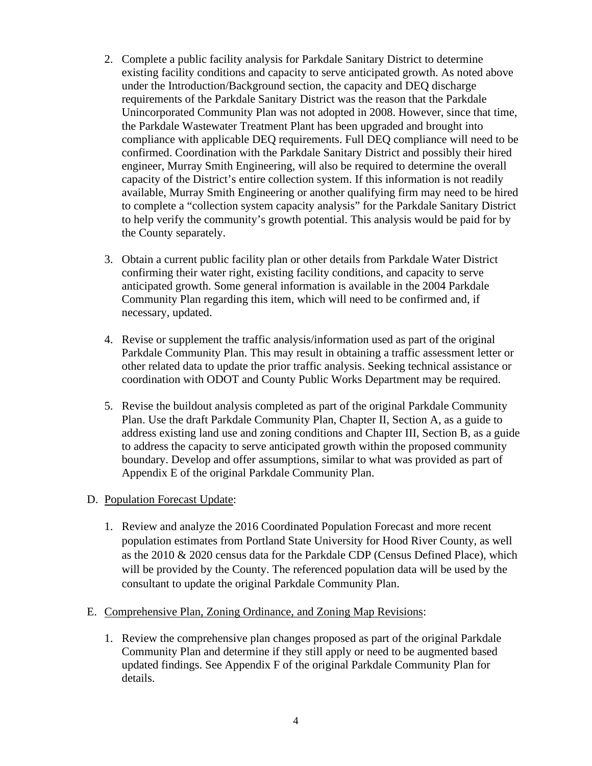2. Complete a public facility analysis for Parkdale Sanitary District to determine existing facility conditions and capacity to serve anticipated growth. As noted above under the Introduction/Background section, the capacity and DEQ discharge requirements of the Parkdale Sanitary District was the reason that the Parkdale Unincorporated Community Plan was not adopted in 2008. However, since that time, the Parkdale Wastewater Treatment Plant has been upgraded and brought into compliance with applicable DEQ requirements. Full DEQ compliance will need to be confirmed. Coordination with the Parkdale Sanitary District and possibly their hired engineer, Murray Smith Engineering, will also be required to determine the overall capacity of the District's entire collection system. If this information is not readily available, Murray Smith Engineering or another qualifying firm may need to be hired to complete a "collection system capacity analysis" for the Parkdale Sanitary District to help verify the community's growth potential. This analysis would be paid for by the County separately.

3. Obtain a current public facility plan or other details from Parkdale Water District confirming their water right, existing facility conditions, and capacity to serve anticipated growth. Some general information is available in the 2004 Parkdale Community Plan regarding this item, which will need to be confirmed and, if necessary, updated.

4. Revise or supplement the traffic analysis/information used as part of the original Parkdale Community Plan. This may result in obtaining a traffic assessment letter or other related data to update the prior traffic analysis. Seeking technical assistance or coordination with ODOT and County Public Works Department may be required.

5. Revise the buildout analysis completed as part of the original Parkdale Community Plan. Use the draft Parkdale Community Plan, Chapter II, Section A, as a guide to address existing land use and zoning conditions and Chapter III, Section B, as a guide to address the capacity to serve anticipated growth within the proposed community boundary. Develop and offer assumptions, similar to what was provided as part of Appendix E of the original Parkdale Community Plan.

D. Population Forecast Update:

1. Review and analyze the 2016 Coordinated Population Forecast and more recent population estimates from Portland State University for Hood River County, as well as the 2010 & 2020 census data for the Parkdale CDP (Census Defined Place), which will be provided by the County. The referenced population data will be used by the consultant to update the original Parkdale Community Plan.

E. Comprehensive Plan, Zoning Ordinance, and Zoning Map Revisions:

1. Review the comprehensive plan changes proposed as part of the original Parkdale Community Plan and determine if they still apply or need to be augmented based updated findings. See Appendix F of the original Parkdale Community Plan for details.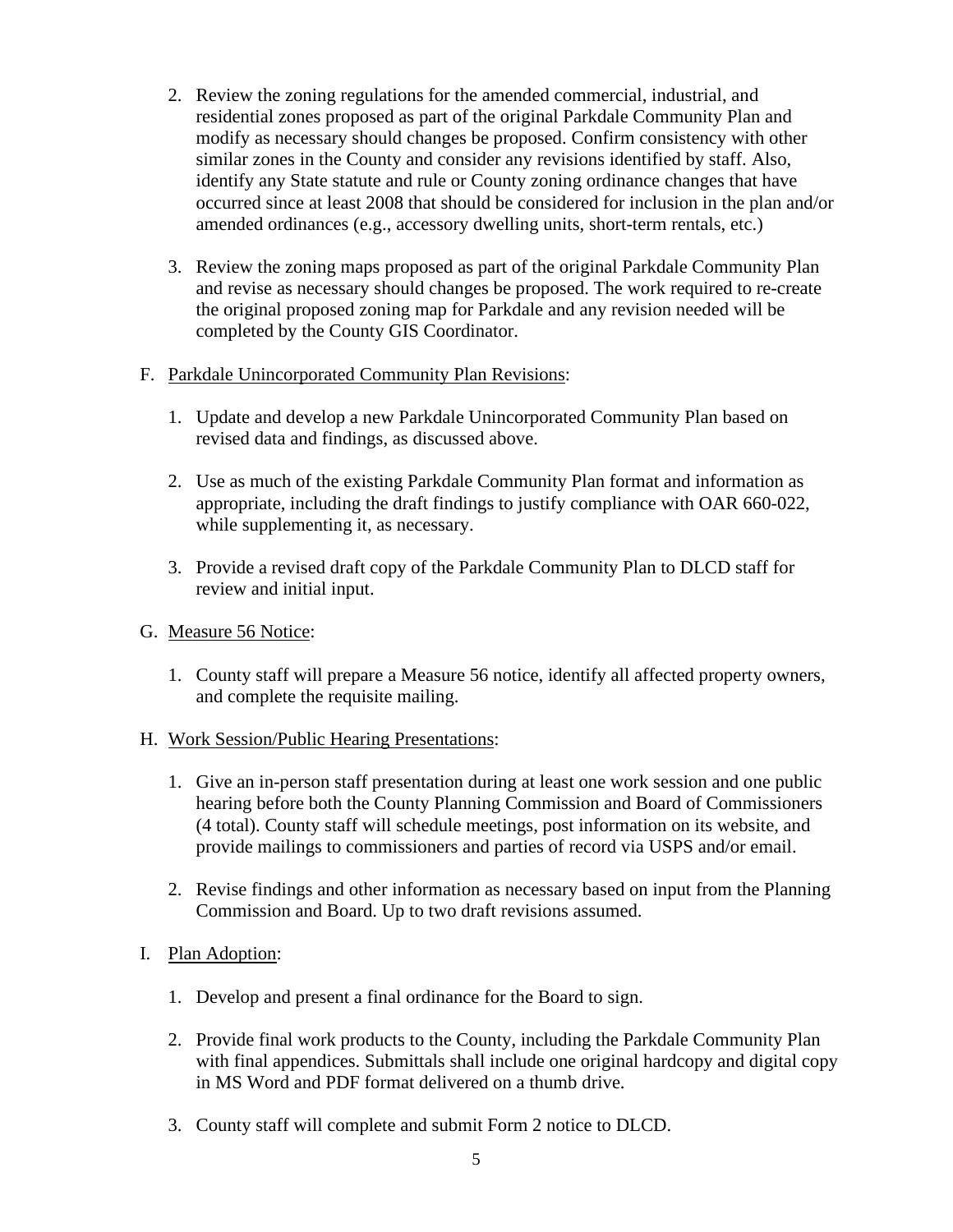2. Review the zoning regulations for the amended commercial, industrial, and residential zones proposed as part of the original Parkdale Community Plan and modify as necessary should changes be proposed. Confirm consistency with other similar zones in the County and consider any revisions identified by staff. Also, identify any State statute and rule or County zoning ordinance changes that have occurred since at least 2008 that should be considered for inclusion in the plan and/or amended ordinances (e.g., accessory dwelling units, short-term rentals, etc.)

3. Review the zoning maps proposed as part of the original Parkdale Community Plan and revise as necessary should changes be proposed. The work required to re-create the original proposed zoning map for Parkdale and any revision needed will be completed by the County GIS Coordinator.

F. <u>Parkdale Unincorporated Community Plan Revisions</u>:

   1. Update and develop a new Parkdale Unincorporated Community Plan based on revised data and findings, as discussed above.

   2. Use as much of the existing Parkdale Community Plan format and information as appropriate, including the draft findings to justify compliance with OAR 660-022, while supplementing it, as necessary.

   3. Provide a revised draft copy of the Parkdale Community Plan to DLCD staff for review and initial input.

G. <u>Measure 56 Notice</u>:

   1. County staff will prepare a Measure 56 notice, identify all affected property owners, and complete the requisite mailing.

H. <u>Work Session/Public Hearing Presentations</u>:

   1. Give an in-person staff presentation during at least one work session and one public hearing before both the County Planning Commission and Board of Commissioners (4 total). County staff will schedule meetings, post information on its website, and provide mailings to commissioners and parties of record via USPS and/or email.

   2. Revise findings and other information as necessary based on input from the Planning Commission and Board. Up to two draft revisions assumed.

I. <u>Plan Adoption</u>:

   1. Develop and present a final ordinance for the Board to sign.

   2. Provide final work products to the County, including the Parkdale Community Plan with final appendices. Submittals shall include one original hardcopy and digital copy in MS Word and PDF format delivered on a thumb drive.

   3. County staff will complete and submit Form 2 notice to DLCD.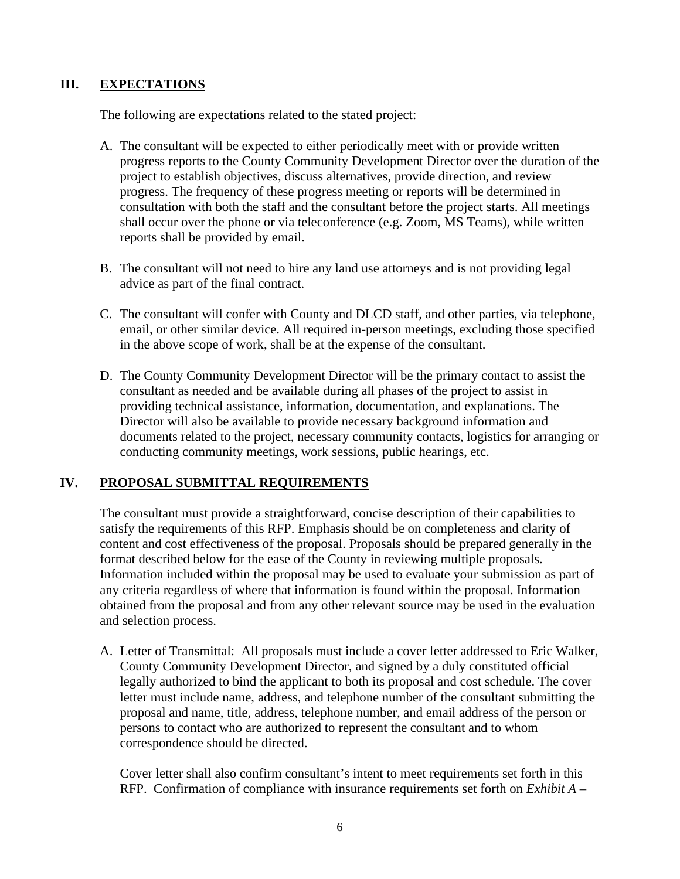## III. EXPECTATIONS

The following are expectations related to the stated project:

A. The consultant will be expected to either periodically meet with or provide written progress reports to the County Community Development Director over the duration of the project to establish objectives, discuss alternatives, provide direction, and review progress. The frequency of these progress meeting or reports will be determined in consultation with both the staff and the consultant before the project starts. All meetings shall occur over the phone or via teleconference (e.g. Zoom, MS Teams), while written reports shall be provided by email.

B. The consultant will not need to hire any land use attorneys and is not providing legal advice as part of the final contract.

C. The consultant will confer with County and DLCD staff, and other parties, via telephone, email, or other similar device. All required in-person meetings, excluding those specified in the above scope of work, shall be at the expense of the consultant.

D. The County Community Development Director will be the primary contact to assist the consultant as needed and be available during all phases of the project to assist in providing technical assistance, information, documentation, and explanations. The Director will also be available to provide necessary background information and documents related to the project, necessary community contacts, logistics for arranging or conducting community meetings, work sessions, public hearings, etc.

## IV. PROPOSAL SUBMITTAL REQUIREMENTS

The consultant must provide a straightforward, concise description of their capabilities to satisfy the requirements of this RFP. Emphasis should be on completeness and clarity of content and cost effectiveness of the proposal. Proposals should be prepared generally in the format described below for the ease of the County in reviewing multiple proposals. Information included within the proposal may be used to evaluate your submission as part of any criteria regardless of where that information is found within the proposal. Information obtained from the proposal and from any other relevant source may be used in the evaluation and selection process.

A. Letter of Transmittal: All proposals must include a cover letter addressed to Eric Walker, County Community Development Director, and signed by a duly constituted official legally authorized to bind the applicant to both its proposal and cost schedule. The cover letter must include name, address, and telephone number of the consultant submitting the proposal and name, title, address, telephone number, and email address of the person or persons to contact who are authorized to represent the consultant and to whom correspondence should be directed.

   Cover letter shall also confirm consultant's intent to meet requirements set forth in this RFP. Confirmation of compliance with insurance requirements set forth on *Exhibit A –*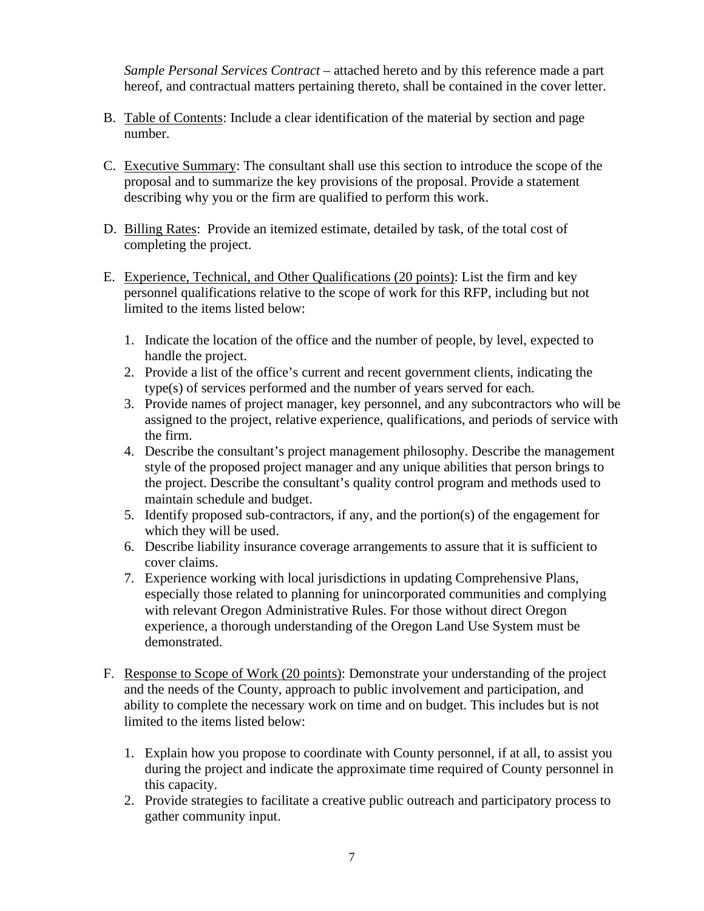*Sample Personal Services Contract* – attached hereto and by this reference made a part hereof, and contractual matters pertaining thereto, shall be contained in the cover letter.

B. Table of Contents: Include a clear identification of the material by section and page number.

C. Executive Summary: The consultant shall use this section to introduce the scope of the proposal and to summarize the key provisions of the proposal. Provide a statement describing why you or the firm are qualified to perform this work.

D. Billing Rates: Provide an itemized estimate, detailed by task, of the total cost of completing the project.

E. Experience, Technical, and Other Qualifications (20 points): List the firm and key personnel qualifications relative to the scope of work for this RFP, including but not limited to the items listed below:

   1. Indicate the location of the office and the number of people, by level, expected to handle the project.
   2. Provide a list of the office's current and recent government clients, indicating the type(s) of services performed and the number of years served for each.
   3. Provide names of project manager, key personnel, and any subcontractors who will be assigned to the project, relative experience, qualifications, and periods of service with the firm.
   4. Describe the consultant's project management philosophy. Describe the management style of the proposed project manager and any unique abilities that person brings to the project. Describe the consultant's quality control program and methods used to maintain schedule and budget.
   5. Identify proposed sub-contractors, if any, and the portion(s) of the engagement for which they will be used.
   6. Describe liability insurance coverage arrangements to assure that it is sufficient to cover claims.
   7. Experience working with local jurisdictions in updating Comprehensive Plans, especially those related to planning for unincorporated communities and complying with relevant Oregon Administrative Rules. For those without direct Oregon experience, a thorough understanding of the Oregon Land Use System must be demonstrated.

F. Response to Scope of Work (20 points): Demonstrate your understanding of the project and the needs of the County, approach to public involvement and participation, and ability to complete the necessary work on time and on budget. This includes but is not limited to the items listed below:

   1. Explain how you propose to coordinate with County personnel, if at all, to assist you during the project and indicate the approximate time required of County personnel in this capacity.
   2. Provide strategies to facilitate a creative public outreach and participatory process to gather community input.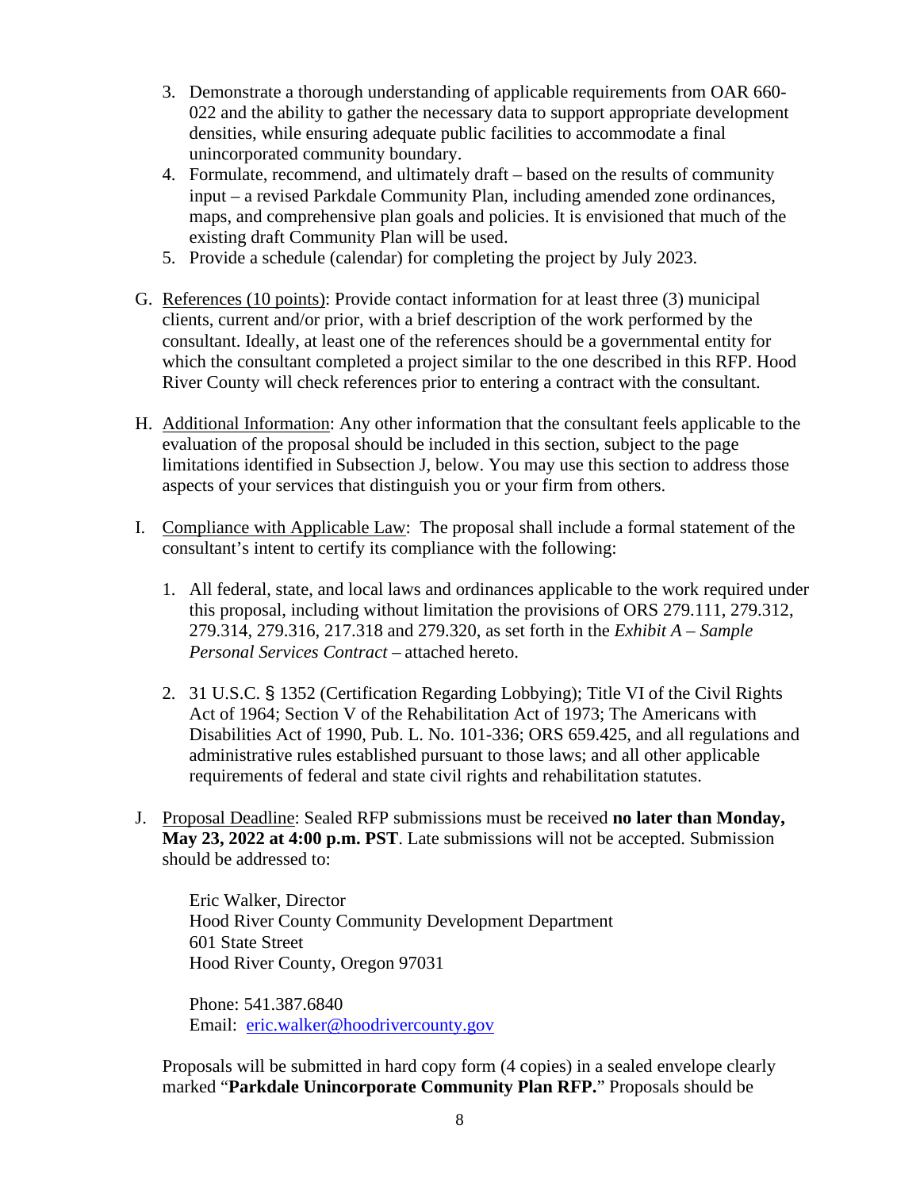3. Demonstrate a thorough understanding of applicable requirements from OAR 660-022 and the ability to gather the necessary data to support appropriate development densities, while ensuring adequate public facilities to accommodate a final unincorporated community boundary.
4. Formulate, recommend, and ultimately draft – based on the results of community input – a revised Parkdale Community Plan, including amended zone ordinances, maps, and comprehensive plan goals and policies. It is envisioned that much of the existing draft Community Plan will be used.
5. Provide a schedule (calendar) for completing the project by July 2023.

G. References (10 points): Provide contact information for at least three (3) municipal clients, current and/or prior, with a brief description of the work performed by the consultant. Ideally, at least one of the references should be a governmental entity for which the consultant completed a project similar to the one described in this RFP. Hood River County will check references prior to entering a contract with the consultant.

H. Additional Information: Any other information that the consultant feels applicable to the evaluation of the proposal should be included in this section, subject to the page limitations identified in Subsection J, below. You may use this section to address those aspects of your services that distinguish you or your firm from others.

I. Compliance with Applicable Law: The proposal shall include a formal statement of the consultant's intent to certify its compliance with the following:

1. All federal, state, and local laws and ordinances applicable to the work required under this proposal, including without limitation the provisions of ORS 279.111, 279.312, 279.314, 279.316, 217.318 and 279.320, as set forth in the *Exhibit A – Sample Personal Services Contract* – attached hereto.

2. 31 U.S.C. § 1352 (Certification Regarding Lobbying); Title VI of the Civil Rights Act of 1964; Section V of the Rehabilitation Act of 1973; The Americans with Disabilities Act of 1990, Pub. L. No. 101-336; ORS 659.425, and all regulations and administrative rules established pursuant to those laws; and all other applicable requirements of federal and state civil rights and rehabilitation statutes.

J. Proposal Deadline: Sealed RFP submissions must be received **no later than Monday, May 23, 2022 at 4:00 p.m. PST**. Late submissions will not be accepted. Submission should be addressed to:

Eric Walker, Director
Hood River County Community Development Department
601 State Street
Hood River County, Oregon 97031

Phone: 541.387.6840
Email: eric.walker@hoodrivercounty.gov

Proposals will be submitted in hard copy form (4 copies) in a sealed envelope clearly marked "**Parkdale Unincorporate Community Plan RFP.**" Proposals should be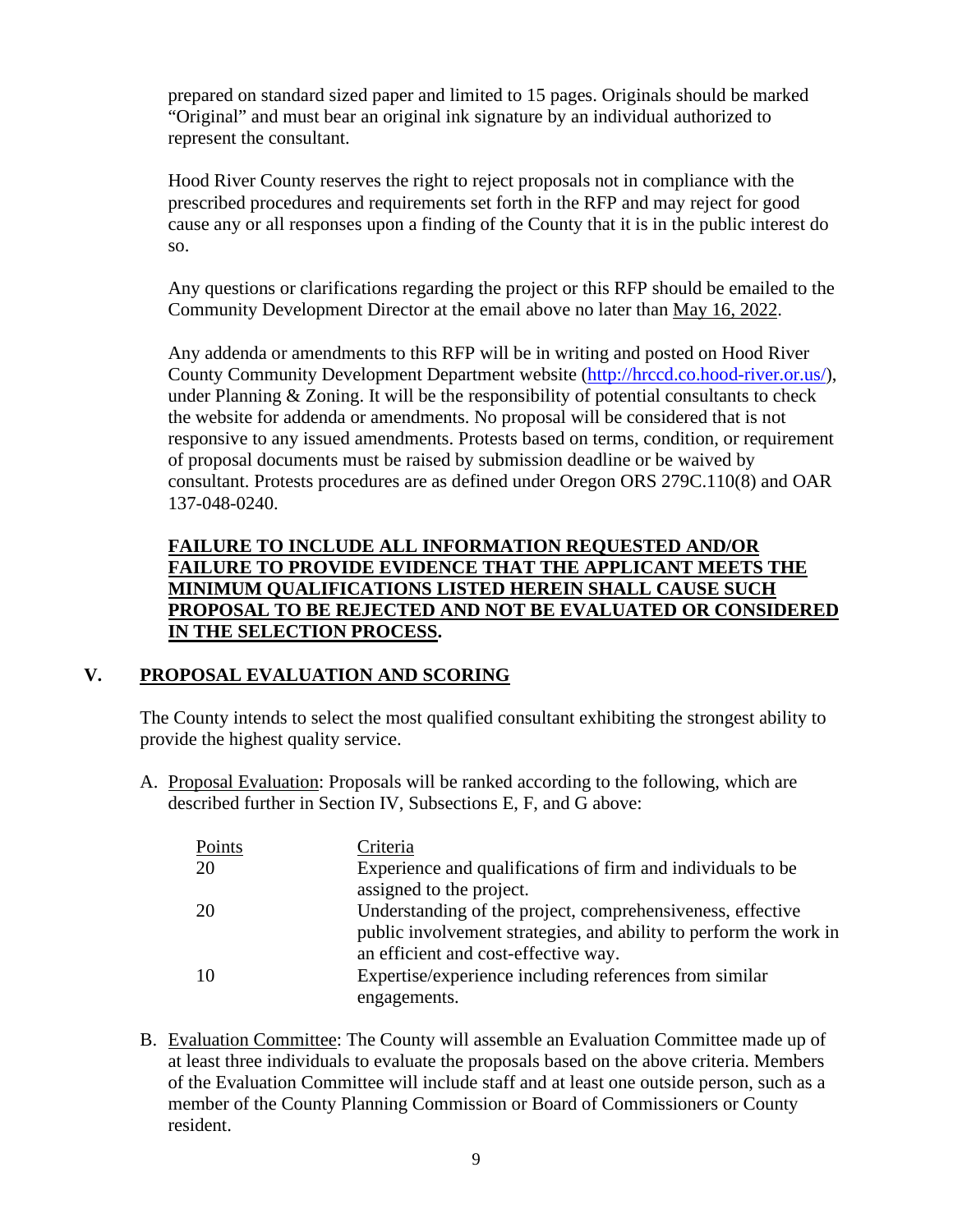prepared on standard sized paper and limited to 15 pages. Originals should be marked "Original" and must bear an original ink signature by an individual authorized to represent the consultant.

Hood River County reserves the right to reject proposals not in compliance with the prescribed procedures and requirements set forth in the RFP and may reject for good cause any or all responses upon a finding of the County that it is in the public interest do so.

Any questions or clarifications regarding the project or this RFP should be emailed to the Community Development Director at the email above no later than May 16, 2022.

Any addenda or amendments to this RFP will be in writing and posted on Hood River County Community Development Department website (http://hrccd.co.hood-river.or.us/), under Planning & Zoning. It will be the responsibility of potential consultants to check the website for addenda or amendments. No proposal will be considered that is not responsive to any issued amendments. Protests based on terms, condition, or requirement of proposal documents must be raised by submission deadline or be waived by consultant. Protests procedures are as defined under Oregon ORS 279C.110(8) and OAR 137-048-0240.

**FAILURE TO INCLUDE ALL INFORMATION REQUESTED AND/OR FAILURE TO PROVIDE EVIDENCE THAT THE APPLICANT MEETS THE MINIMUM QUALIFICATIONS LISTED HEREIN SHALL CAUSE SUCH PROPOSAL TO BE REJECTED AND NOT BE EVALUATED OR CONSIDERED IN THE SELECTION PROCESS.**

## V. PROPOSAL EVALUATION AND SCORING

The County intends to select the most qualified consultant exhibiting the strongest ability to provide the highest quality service.

A. Proposal Evaluation: Proposals will be ranked according to the following, which are described further in Section IV, Subsections E, F, and G above:

| Points | Criteria |
|---|---|
| 20 | Experience and qualifications of firm and individuals to be assigned to the project. |
| 20 | Understanding of the project, comprehensiveness, effective public involvement strategies, and ability to perform the work in an efficient and cost-effective way. |
| 10 | Expertise/experience including references from similar engagements. |

B. Evaluation Committee: The County will assemble an Evaluation Committee made up of at least three individuals to evaluate the proposals based on the above criteria. Members of the Evaluation Committee will include staff and at least one outside person, such as a member of the County Planning Commission or Board of Commissioners or County resident.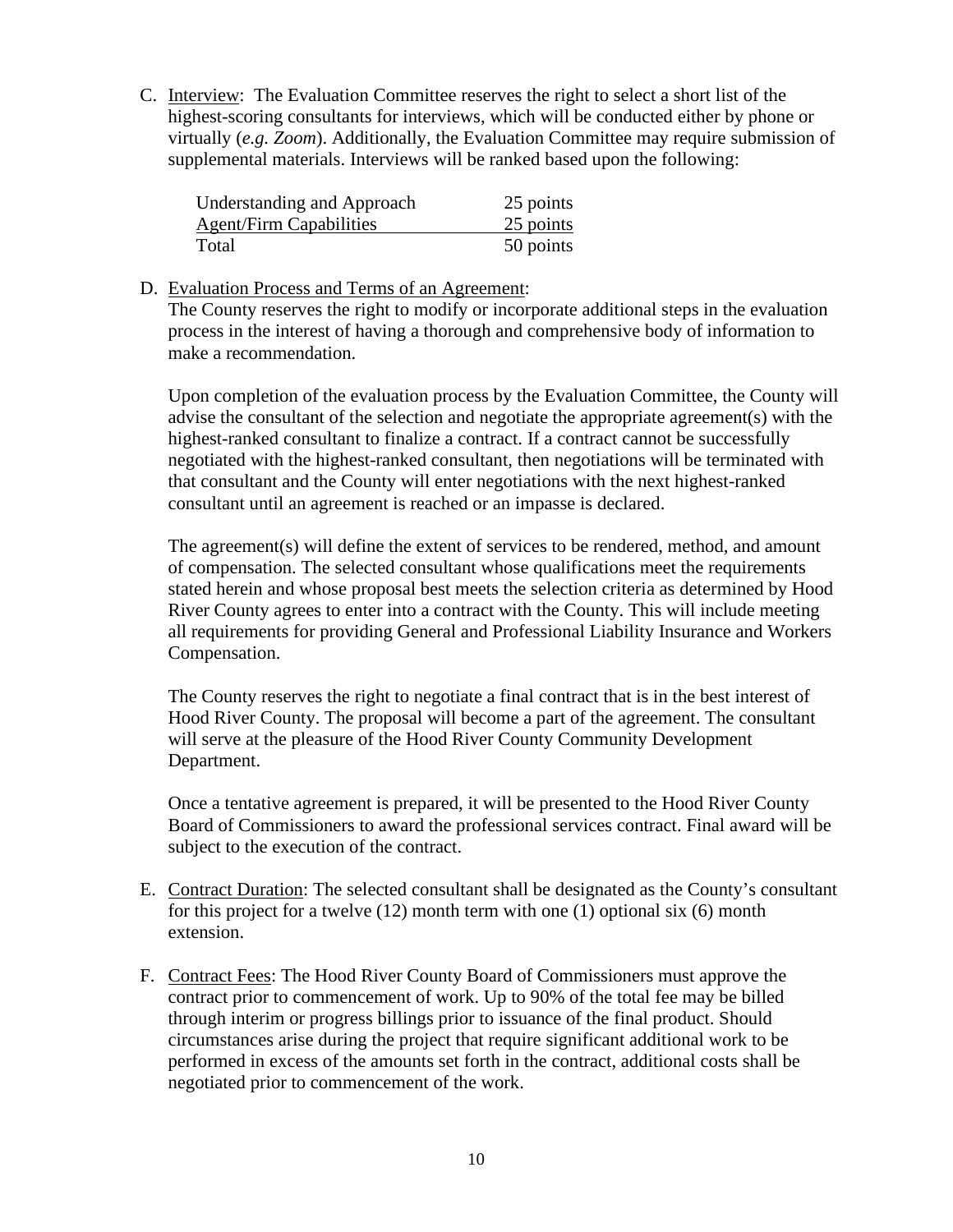C. Interview: The Evaluation Committee reserves the right to select a short list of the highest-scoring consultants for interviews, which will be conducted either by phone or virtually (*e.g. Zoom*). Additionally, the Evaluation Committee may require submission of supplemental materials. Interviews will be ranked based upon the following:

| | |
|---|---|
| Understanding and Approach | 25 points |
| Agent/Firm Capabilities | 25 points |
| Total | 50 points |

D. Evaluation Process and Terms of an Agreement:
The County reserves the right to modify or incorporate additional steps in the evaluation process in the interest of having a thorough and comprehensive body of information to make a recommendation.

Upon completion of the evaluation process by the Evaluation Committee, the County will advise the consultant of the selection and negotiate the appropriate agreement(s) with the highest-ranked consultant to finalize a contract. If a contract cannot be successfully negotiated with the highest-ranked consultant, then negotiations will be terminated with that consultant and the County will enter negotiations with the next highest-ranked consultant until an agreement is reached or an impasse is declared.

The agreement(s) will define the extent of services to be rendered, method, and amount of compensation. The selected consultant whose qualifications meet the requirements stated herein and whose proposal best meets the selection criteria as determined by Hood River County agrees to enter into a contract with the County. This will include meeting all requirements for providing General and Professional Liability Insurance and Workers Compensation.

The County reserves the right to negotiate a final contract that is in the best interest of Hood River County. The proposal will become a part of the agreement. The consultant will serve at the pleasure of the Hood River County Community Development Department.

Once a tentative agreement is prepared, it will be presented to the Hood River County Board of Commissioners to award the professional services contract. Final award will be subject to the execution of the contract.

E. Contract Duration: The selected consultant shall be designated as the County's consultant for this project for a twelve (12) month term with one (1) optional six (6) month extension.

F. Contract Fees: The Hood River County Board of Commissioners must approve the contract prior to commencement of work. Up to 90% of the total fee may be billed through interim or progress billings prior to issuance of the final product. Should circumstances arise during the project that require significant additional work to be performed in excess of the amounts set forth in the contract, additional costs shall be negotiated prior to commencement of the work.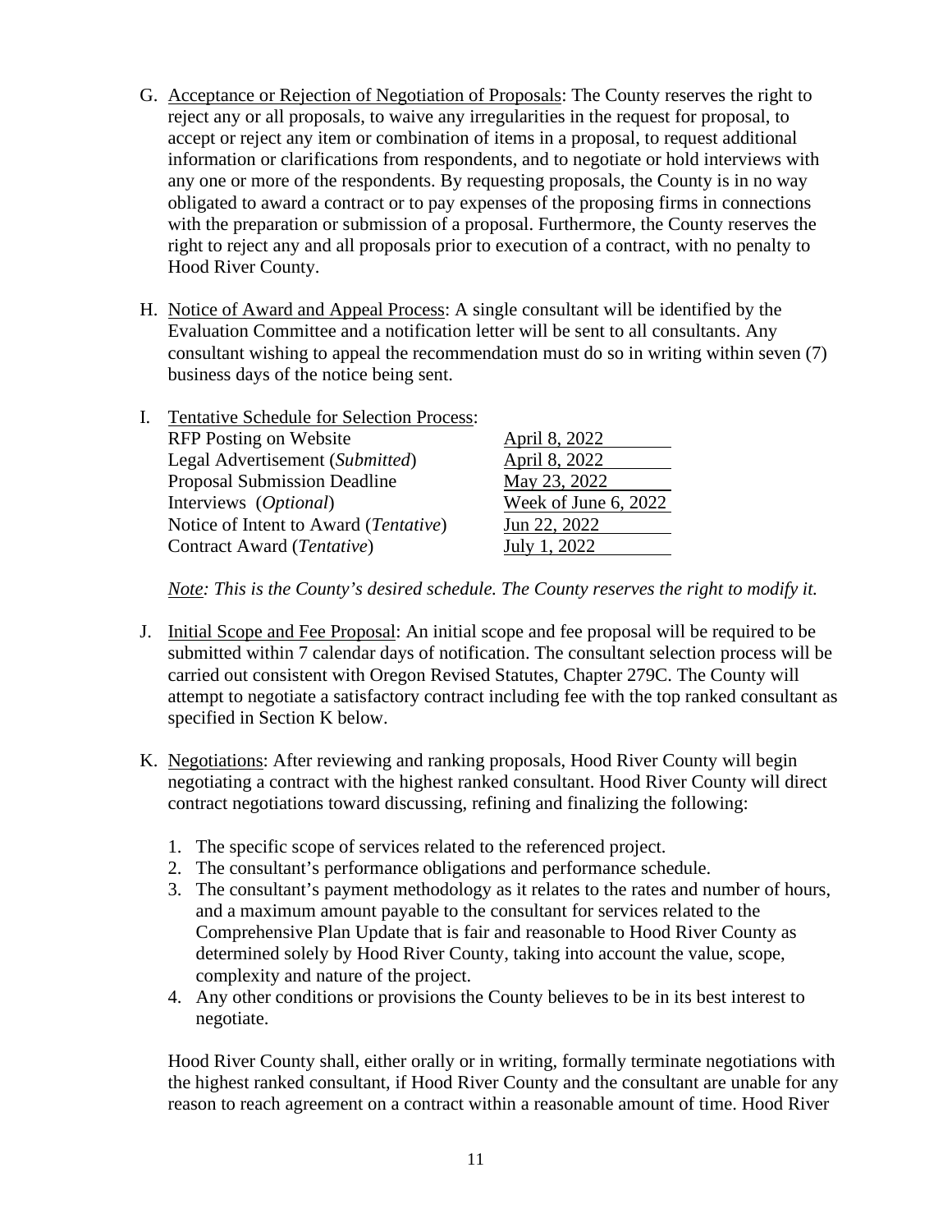G. <u>Acceptance or Rejection of Negotiation of Proposals</u>: The County reserves the right to reject any or all proposals, to waive any irregularities in the request for proposal, to accept or reject any item or combination of items in a proposal, to request additional information or clarifications from respondents, and to negotiate or hold interviews with any one or more of the respondents. By requesting proposals, the County is in no way obligated to award a contract or to pay expenses of the proposing firms in connections with the preparation or submission of a proposal. Furthermore, the County reserves the right to reject any and all proposals prior to execution of a contract, with no penalty to Hood River County.

H. <u>Notice of Award and Appeal Process</u>: A single consultant will be identified by the Evaluation Committee and a notification letter will be sent to all consultants. Any consultant wishing to appeal the recommendation must do so in writing within seven (7) business days of the notice being sent.

I. <u>Tentative Schedule for Selection Process</u>:

| | |
|---|---|
| RFP Posting on Website | April 8, 2022 |
| Legal Advertisement (*Submitted*) | April 8, 2022 |
| Proposal Submission Deadline | May 23, 2022 |
| Interviews (*Optional*) | Week of June 6, 2022 |
| Notice of Intent to Award (*Tentative*) | Jun 22, 2022 |
| Contract Award (*Tentative*) | July 1, 2022 |

*<u>Note</u>: This is the County's desired schedule. The County reserves the right to modify it.*

J. <u>Initial Scope and Fee Proposal</u>: An initial scope and fee proposal will be required to be submitted within 7 calendar days of notification. The consultant selection process will be carried out consistent with Oregon Revised Statutes, Chapter 279C. The County will attempt to negotiate a satisfactory contract including fee with the top ranked consultant as specified in Section K below.

K. <u>Negotiations</u>: After reviewing and ranking proposals, Hood River County will begin negotiating a contract with the highest ranked consultant. Hood River County will direct contract negotiations toward discussing, refining and finalizing the following:

   1. The specific scope of services related to the referenced project.
   2. The consultant's performance obligations and performance schedule.
   3. The consultant's payment methodology as it relates to the rates and number of hours, and a maximum amount payable to the consultant for services related to the Comprehensive Plan Update that is fair and reasonable to Hood River County as determined solely by Hood River County, taking into account the value, scope, complexity and nature of the project.
   4. Any other conditions or provisions the County believes to be in its best interest to negotiate.

   Hood River County shall, either orally or in writing, formally terminate negotiations with the highest ranked consultant, if Hood River County and the consultant are unable for any reason to reach agreement on a contract within a reasonable amount of time. Hood River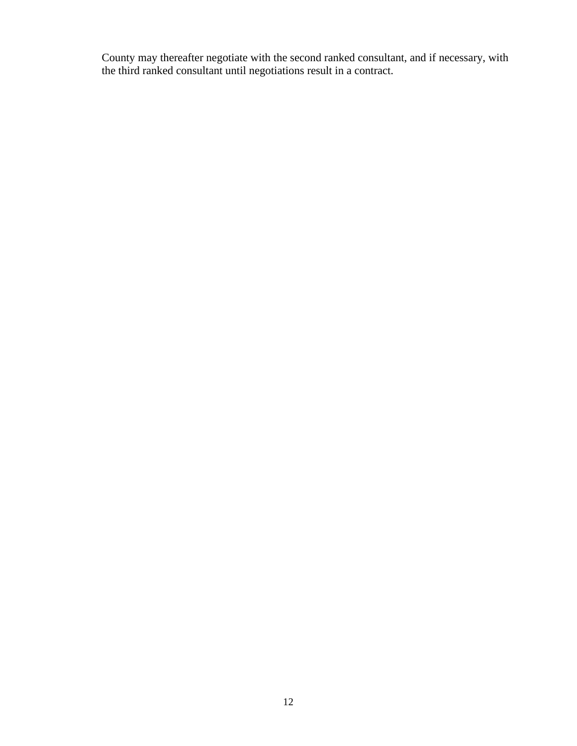County may thereafter negotiate with the second ranked consultant, and if necessary, with the third ranked consultant until negotiations result in a contract.